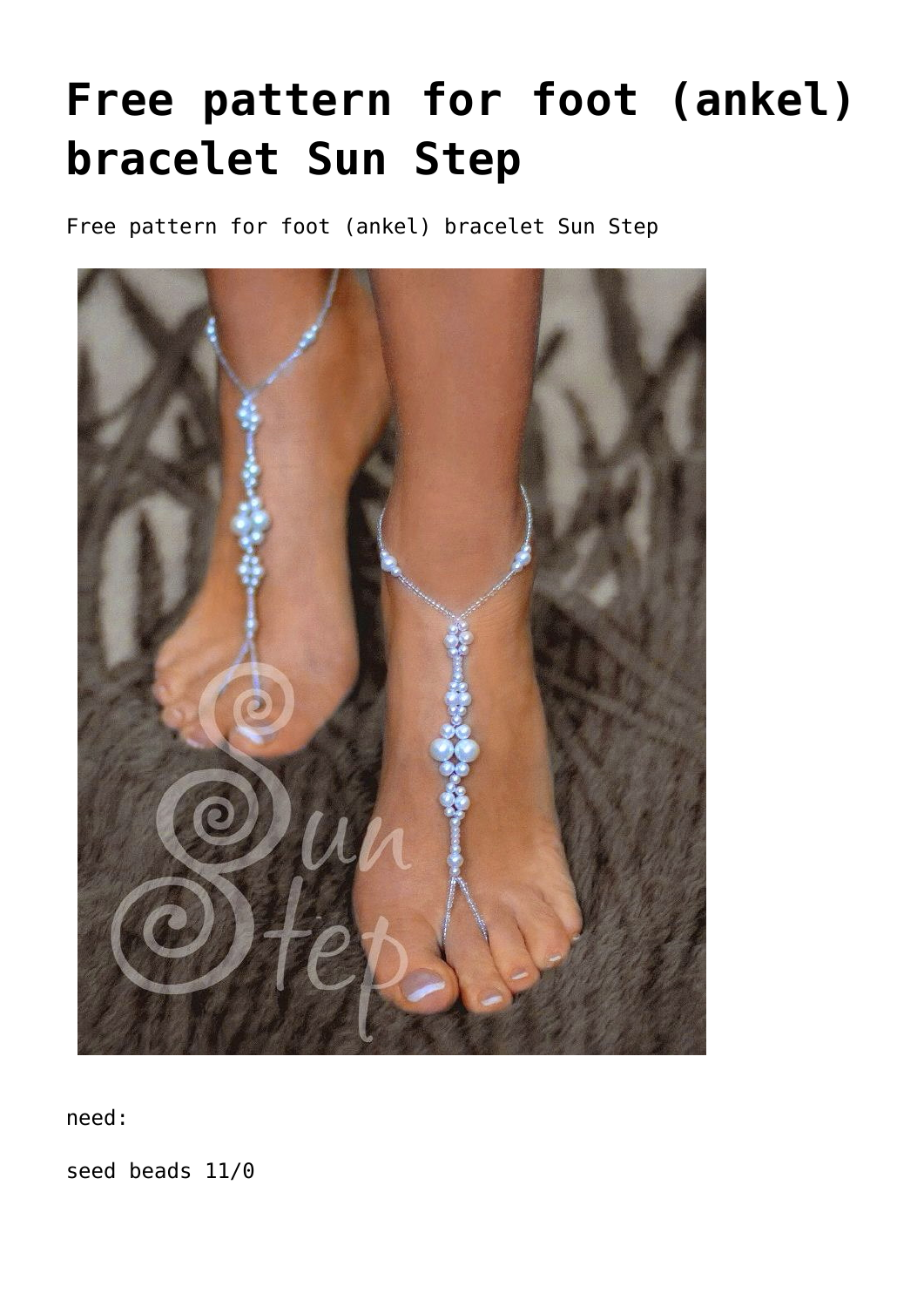# Free pattern for foot (ankel) bracelet Sun Step

Free pattern for foot (ankel) bracelet Sun Step

need:

seed beads 11/0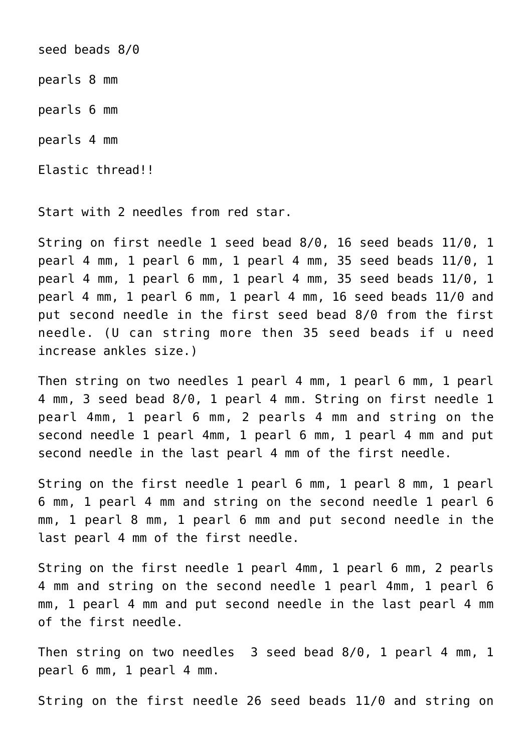seed beads 8/0

pearls 8 mm

pearls 6 mm

pearls 4 mm

Elastic thread!!

Start with 2 needles from red star.

String on first needle 1 seed bead 8/0, 16 seed beads 11/0, 1 pearl 4 mm, 1 pearl 6 mm, 1 pearl 4 mm, 35 seed beads 11/0, 1 pearl 4 mm, 1 pearl 6 mm, 1 pearl 4 mm, 35 seed beads 11/0, 1 pearl 4 mm, 1 pearl 6 mm, 1 pearl 4 mm, 16 seed beads 11/0 and put second needle in the first seed bead 8/0 from the first needle. (U can string more then 35 seed beads if u need increase ankles size.)

Then string on two needles 1 pearl 4 mm, 1 pearl 6 mm, 1 pearl 4 mm, 3 seed bead 8/0, 1 pearl 4 mm. String on first needle 1 pearl 4mm, 1 pearl 6 mm, 2 pearls 4 mm and string on the second needle 1 pearl 4mm, 1 pearl 6 mm, 1 pearl 4 mm and put second needle in the last pearl 4 mm of the first needle.

String on the first needle 1 pearl 6 mm, 1 pearl 8 mm, 1 pearl 6 mm, 1 pearl 4 mm and string on the second needle 1 pearl 6 mm, 1 pearl 8 mm, 1 pearl 6 mm and put second needle in the last pearl 4 mm of the first needle.

String on the first needle 1 pearl 4mm, 1 pearl 6 mm, 2 pearls 4 mm and string on the second needle 1 pearl 4mm, 1 pearl 6 mm, 1 pearl 4 mm and put second needle in the last pearl 4 mm of the first needle.

Then string on two needles  3 seed bead 8/0, 1 pearl 4 mm, 1 pearl 6 mm, 1 pearl 4 mm.

String on the first needle 26 seed beads 11/0 and string on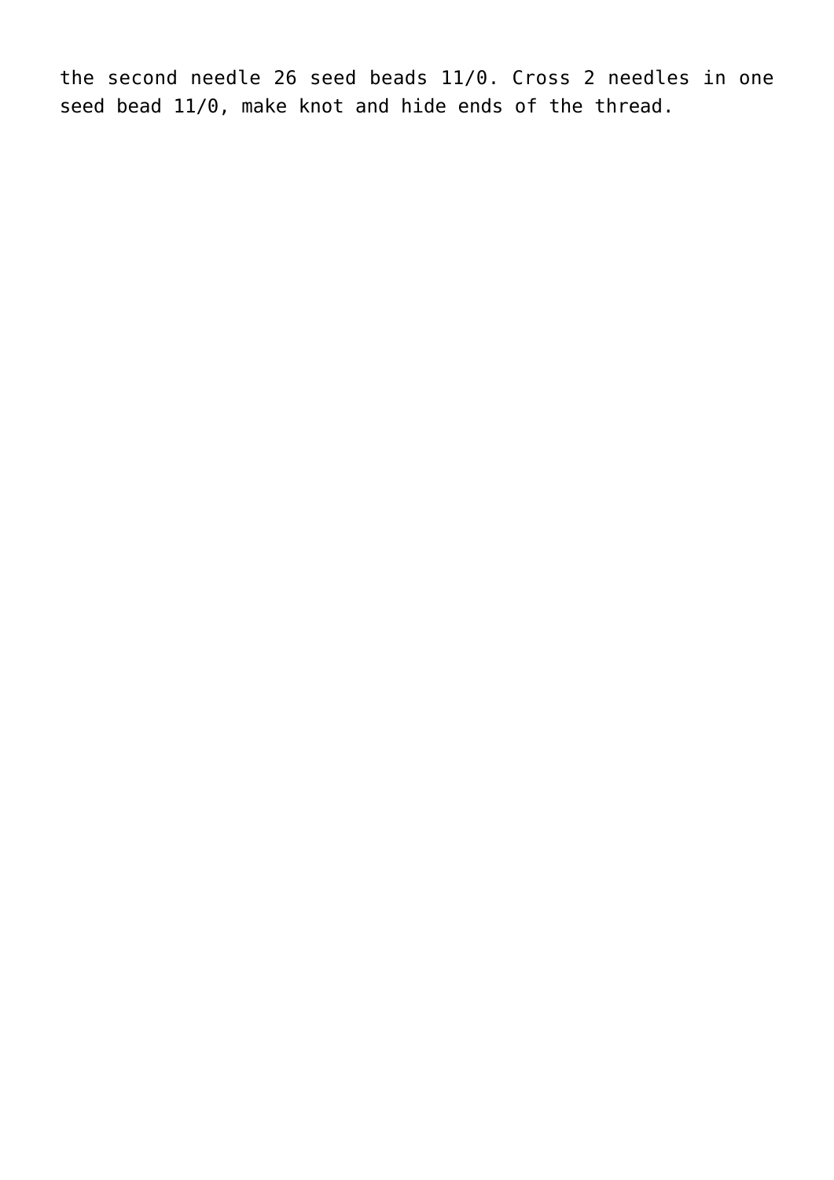the second needle 26 seed beads 11/0. Cross 2 needles in one seed bead 11/0, make knot and hide ends of the thread.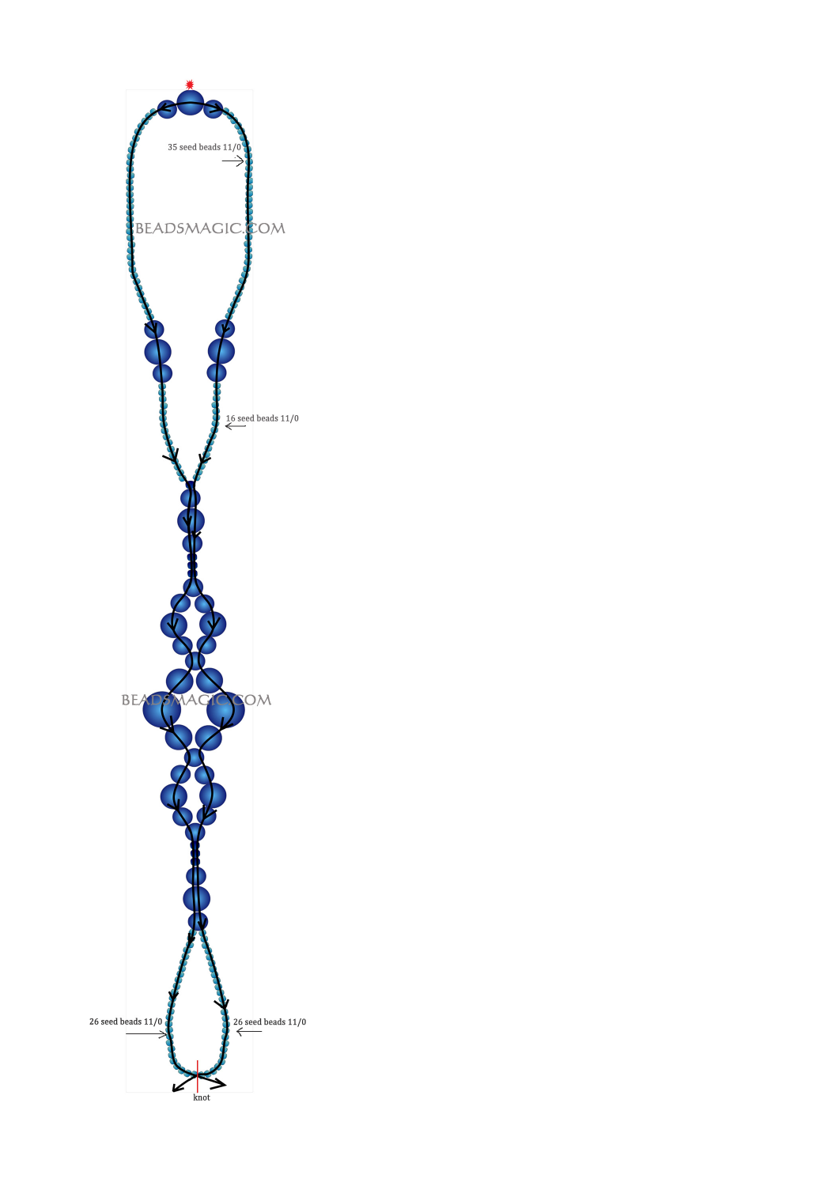35 seed beads 11/0

BEADSMAGIC.COM

16 seed beads 11/0

BEADSMAGIC.COM

26 seed beads 11/0

26 seed beads 11/0

knot